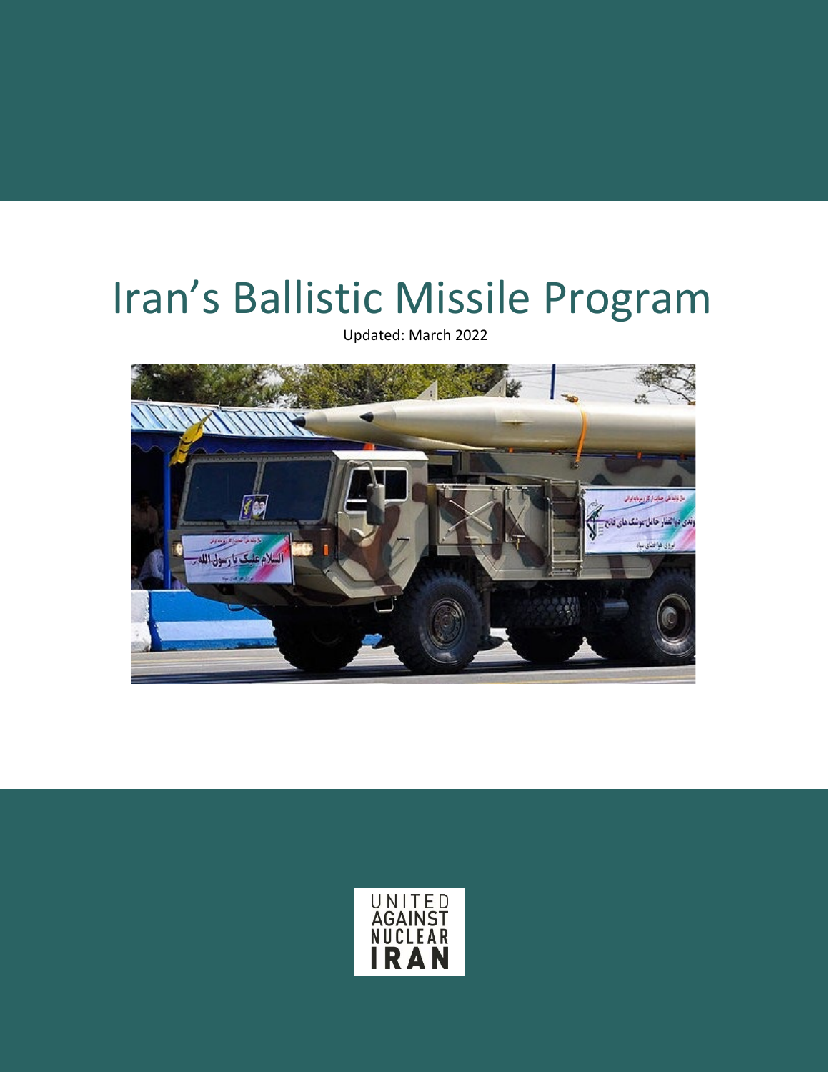# Iran's Ballistic Missile Program

Updated: March 2022

UNITED AGAINST NUCLEAR IRAN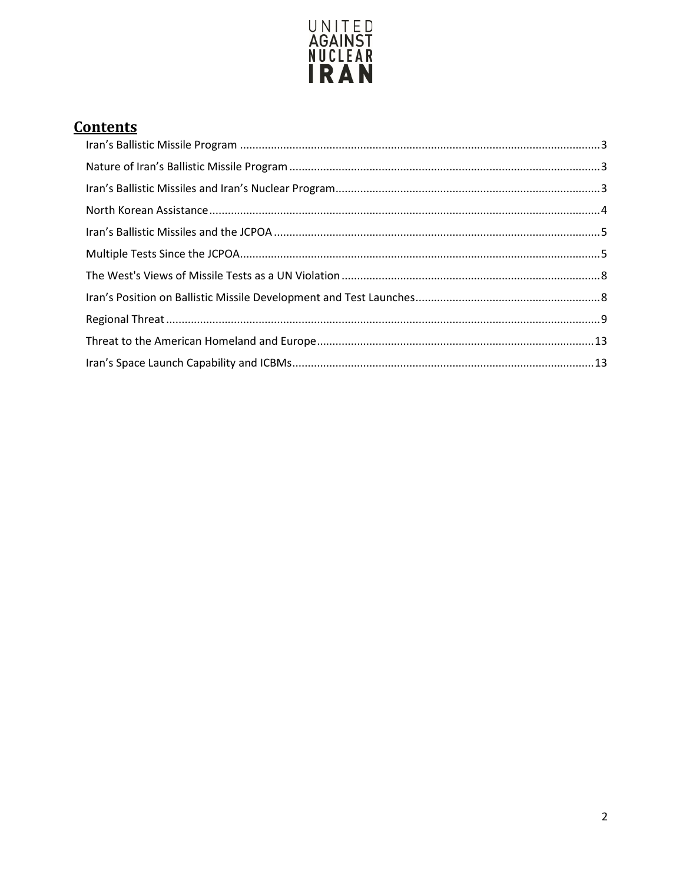UNITED AGAINST NUCLEAR IRAN

## Contents

Iran's Ballistic Missile Program ....................................................................................................................3
Nature of Iran's Ballistic Missile Program ...................................................................................................3
Iran's Ballistic Missiles and Iran's Nuclear Program ....................................................................................3
North Korean Assistance ..............................................................................................................................4
Iran's Ballistic Missiles and the JCPOA .........................................................................................................5
Multiple Tests Since the JCPOA ....................................................................................................................5
The West's Views of Missile Tests as a UN Violation ...................................................................................8
Iran's Position on Ballistic Missile Development and Test Launches ...........................................................8
Regional Threat ............................................................................................................................................9
Threat to the American Homeland and Europe .........................................................................................13
Iran's Space Launch Capability and ICBMs .................................................................................................13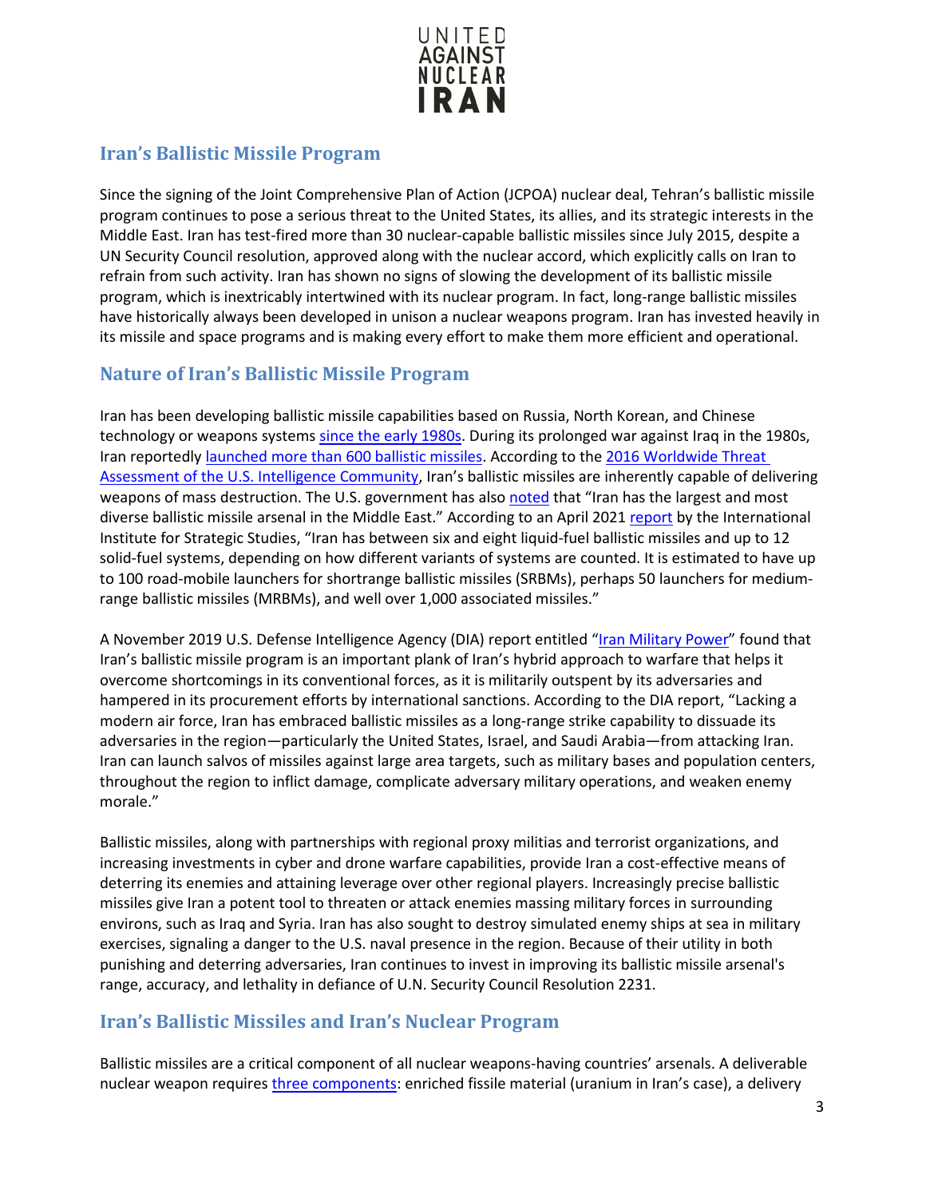## Iran's Ballistic Missile Program

Since the signing of the Joint Comprehensive Plan of Action (JCPOA) nuclear deal, Tehran's ballistic missile program continues to pose a serious threat to the United States, its allies, and its strategic interests in the Middle East. Iran has test-fired more than 30 nuclear-capable ballistic missiles since July 2015, despite a UN Security Council resolution, approved along with the nuclear accord, which explicitly calls on Iran to refrain from such activity. Iran has shown no signs of slowing the development of its ballistic missile program, which is inextricably intertwined with its nuclear program. In fact, long-range ballistic missiles have historically always been developed in unison a nuclear weapons program. Iran has invested heavily in its missile and space programs and is making every effort to make them more efficient and operational.

## Nature of Iran's Ballistic Missile Program

Iran has been developing ballistic missile capabilities based on Russia, North Korean, and Chinese technology or weapons systems since the early 1980s. During its prolonged war against Iraq in the 1980s, Iran reportedly launched more than 600 ballistic missiles. According to the 2016 Worldwide Threat Assessment of the U.S. Intelligence Community, Iran's ballistic missiles are inherently capable of delivering weapons of mass destruction. The U.S. government has also noted that "Iran has the largest and most diverse ballistic missile arsenal in the Middle East." According to an April 2021 report by the International Institute for Strategic Studies, "Iran has between six and eight liquid-fuel ballistic missiles and up to 12 solid-fuel systems, depending on how different variants of systems are counted. It is estimated to have up to 100 road-mobile launchers for shortrange ballistic missiles (SRBMs), perhaps 50 launchers for medium-range ballistic missiles (MRBMs), and well over 1,000 associated missiles."

A November 2019 U.S. Defense Intelligence Agency (DIA) report entitled "Iran Military Power" found that Iran's ballistic missile program is an important plank of Iran's hybrid approach to warfare that helps it overcome shortcomings in its conventional forces, as it is militarily outspent by its adversaries and hampered in its procurement efforts by international sanctions. According to the DIA report, "Lacking a modern air force, Iran has embraced ballistic missiles as a long-range strike capability to dissuade its adversaries in the region—particularly the United States, Israel, and Saudi Arabia—from attacking Iran. Iran can launch salvos of missiles against large area targets, such as military bases and population centers, throughout the region to inflict damage, complicate adversary military operations, and weaken enemy morale."

Ballistic missiles, along with partnerships with regional proxy militias and terrorist organizations, and increasing investments in cyber and drone warfare capabilities, provide Iran a cost-effective means of deterring its enemies and attaining leverage over other regional players. Increasingly precise ballistic missiles give Iran a potent tool to threaten or attack enemies massing military forces in surrounding environs, such as Iraq and Syria. Iran has also sought to destroy simulated enemy ships at sea in military exercises, signaling a danger to the U.S. naval presence in the region. Because of their utility in both punishing and deterring adversaries, Iran continues to invest in improving its ballistic missile arsenal's range, accuracy, and lethality in defiance of U.N. Security Council Resolution 2231.

## Iran's Ballistic Missiles and Iran's Nuclear Program

Ballistic missiles are a critical component of all nuclear weapons-having countries' arsenals. A deliverable nuclear weapon requires three components: enriched fissile material (uranium in Iran's case), a delivery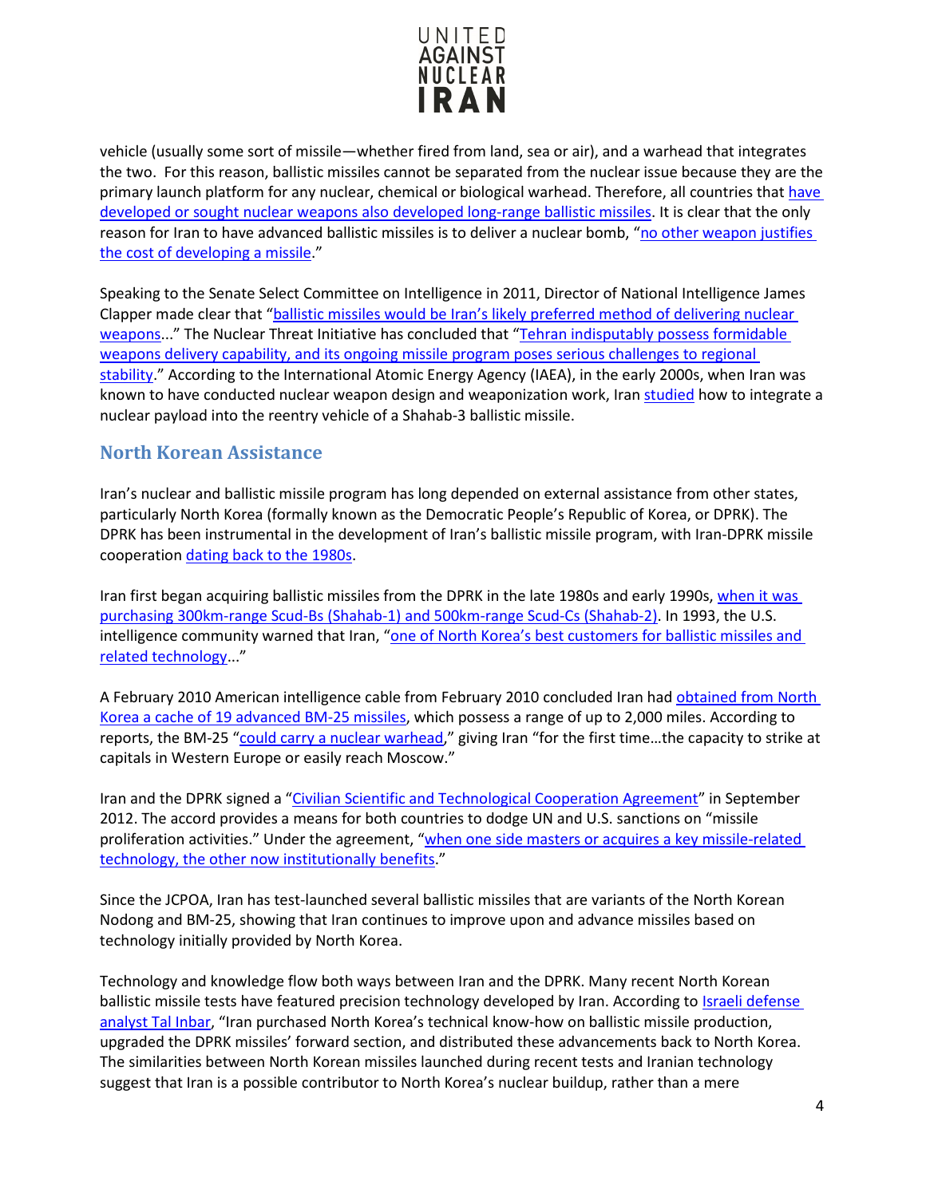vehicle (usually some sort of missile—whether fired from land, sea or air), and a warhead that integrates the two. For this reason, ballistic missiles cannot be separated from the nuclear issue because they are the primary launch platform for any nuclear, chemical or biological warhead. Therefore, all countries that have developed or sought nuclear weapons also developed long-range ballistic missiles. It is clear that the only reason for Iran to have advanced ballistic missiles is to deliver a nuclear bomb, "no other weapon justifies the cost of developing a missile."

Speaking to the Senate Select Committee on Intelligence in 2011, Director of National Intelligence James Clapper made clear that "ballistic missiles would be Iran's likely preferred method of delivering nuclear weapons..." The Nuclear Threat Initiative has concluded that "Tehran indisputably possess formidable weapons delivery capability, and its ongoing missile program poses serious challenges to regional stability." According to the International Atomic Energy Agency (IAEA), in the early 2000s, when Iran was known to have conducted nuclear weapon design and weaponization work, Iran studied how to integrate a nuclear payload into the reentry vehicle of a Shahab-3 ballistic missile.

## North Korean Assistance

Iran's nuclear and ballistic missile program has long depended on external assistance from other states, particularly North Korea (formally known as the Democratic People's Republic of Korea, or DPRK). The DPRK has been instrumental in the development of Iran's ballistic missile program, with Iran-DPRK missile cooperation dating back to the 1980s.

Iran first began acquiring ballistic missiles from the DPRK in the late 1980s and early 1990s, when it was purchasing 300km-range Scud-Bs (Shahab-1) and 500km-range Scud-Cs (Shahab-2). In 1993, the U.S. intelligence community warned that Iran, "one of North Korea's best customers for ballistic missiles and related technology..."

A February 2010 American intelligence cable from February 2010 concluded Iran had obtained from North Korea a cache of 19 advanced BM-25 missiles, which possess a range of up to 2,000 miles. According to reports, the BM-25 "could carry a nuclear warhead," giving Iran "for the first time…the capacity to strike at capitals in Western Europe or easily reach Moscow."

Iran and the DPRK signed a "Civilian Scientific and Technological Cooperation Agreement" in September 2012. The accord provides a means for both countries to dodge UN and U.S. sanctions on "missile proliferation activities." Under the agreement, "when one side masters or acquires a key missile-related technology, the other now institutionally benefits."

Since the JCPOA, Iran has test-launched several ballistic missiles that are variants of the North Korean Nodong and BM-25, showing that Iran continues to improve upon and advance missiles based on technology initially provided by North Korea.

Technology and knowledge flow both ways between Iran and the DPRK. Many recent North Korean ballistic missile tests have featured precision technology developed by Iran. According to Israeli defense analyst Tal Inbar, "Iran purchased North Korea's technical know-how on ballistic missile production, upgraded the DPRK missiles' forward section, and distributed these advancements back to North Korea. The similarities between North Korean missiles launched during recent tests and Iranian technology suggest that Iran is a possible contributor to North Korea's nuclear buildup, rather than a mere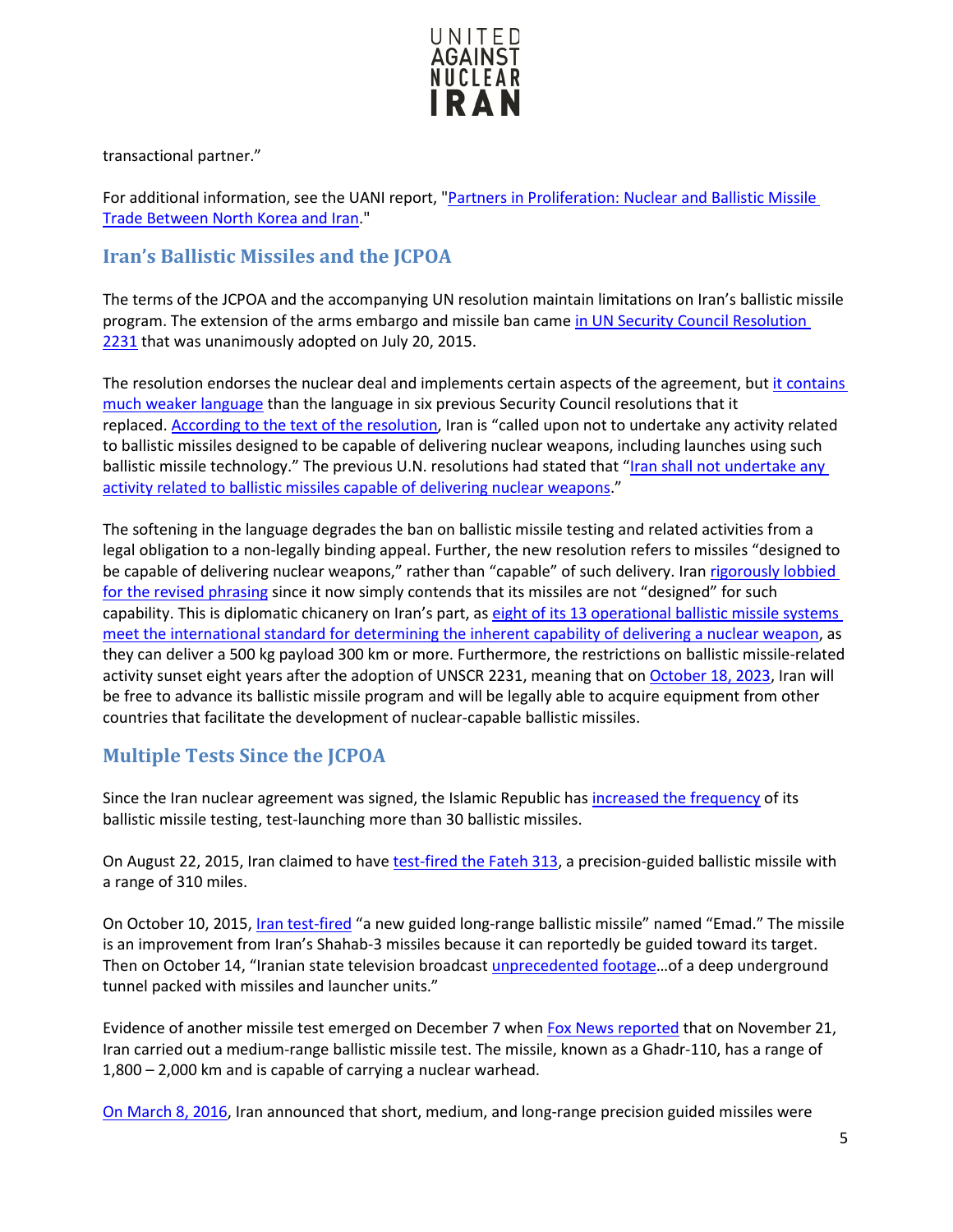transactional partner."

For additional information, see the UANI report, "Partners in Proliferation: Nuclear and Ballistic Missile Trade Between North Korea and Iran."

## Iran's Ballistic Missiles and the JCPOA

The terms of the JCPOA and the accompanying UN resolution maintain limitations on Iran's ballistic missile program. The extension of the arms embargo and missile ban came in UN Security Council Resolution 2231 that was unanimously adopted on July 20, 2015.

The resolution endorses the nuclear deal and implements certain aspects of the agreement, but it contains much weaker language than the language in six previous Security Council resolutions that it replaced. According to the text of the resolution, Iran is "called upon not to undertake any activity related to ballistic missiles designed to be capable of delivering nuclear weapons, including launches using such ballistic missile technology." The previous U.N. resolutions had stated that "Iran shall not undertake any activity related to ballistic missiles capable of delivering nuclear weapons."

The softening in the language degrades the ban on ballistic missile testing and related activities from a legal obligation to a non-legally binding appeal. Further, the new resolution refers to missiles "designed to be capable of delivering nuclear weapons," rather than "capable" of such delivery. Iran rigorously lobbied for the revised phrasing since it now simply contends that its missiles are not "designed" for such capability. This is diplomatic chicanery on Iran's part, as eight of its 13 operational ballistic missile systems meet the international standard for determining the inherent capability of delivering a nuclear weapon, as they can deliver a 500 kg payload 300 km or more. Furthermore, the restrictions on ballistic missile-related activity sunset eight years after the adoption of UNSCR 2231, meaning that on October 18, 2023, Iran will be free to advance its ballistic missile program and will be legally able to acquire equipment from other countries that facilitate the development of nuclear-capable ballistic missiles.

## Multiple Tests Since the JCPOA

Since the Iran nuclear agreement was signed, the Islamic Republic has increased the frequency of its ballistic missile testing, test-launching more than 30 ballistic missiles.

On August 22, 2015, Iran claimed to have test-fired the Fateh 313, a precision-guided ballistic missile with a range of 310 miles.

On October 10, 2015, Iran test-fired "a new guided long-range ballistic missile" named "Emad." The missile is an improvement from Iran's Shahab-3 missiles because it can reportedly be guided toward its target. Then on October 14, "Iranian state television broadcast unprecedented footage…of a deep underground tunnel packed with missiles and launcher units."

Evidence of another missile test emerged on December 7 when Fox News reported that on November 21, Iran carried out a medium-range ballistic missile test. The missile, known as a Ghadr-110, has a range of 1,800 – 2,000 km and is capable of carrying a nuclear warhead.

On March 8, 2016, Iran announced that short, medium, and long-range precision guided missiles were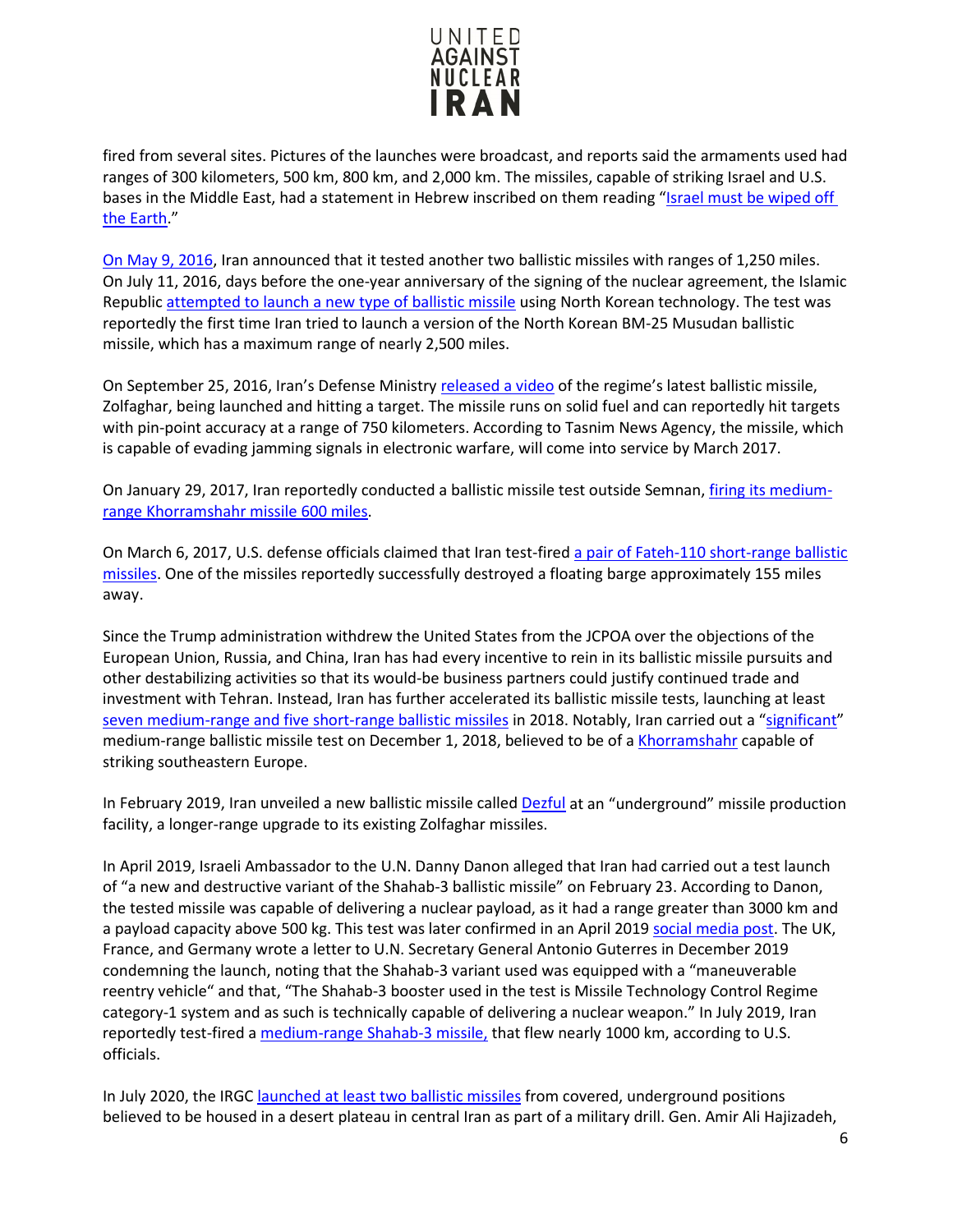fired from several sites. Pictures of the launches were broadcast, and reports said the armaments used had ranges of 300 kilometers, 500 km, 800 km, and 2,000 km. The missiles, capable of striking Israel and U.S. bases in the Middle East, had a statement in Hebrew inscribed on them reading "Israel must be wiped off the Earth."

On May 9, 2016, Iran announced that it tested another two ballistic missiles with ranges of 1,250 miles. On July 11, 2016, days before the one-year anniversary of the signing of the nuclear agreement, the Islamic Republic attempted to launch a new type of ballistic missile using North Korean technology. The test was reportedly the first time Iran tried to launch a version of the North Korean BM-25 Musudan ballistic missile, which has a maximum range of nearly 2,500 miles.

On September 25, 2016, Iran's Defense Ministry released a video of the regime's latest ballistic missile, Zolfaghar, being launched and hitting a target. The missile runs on solid fuel and can reportedly hit targets with pin-point accuracy at a range of 750 kilometers. According to Tasnim News Agency, the missile, which is capable of evading jamming signals in electronic warfare, will come into service by March 2017.

On January 29, 2017, Iran reportedly conducted a ballistic missile test outside Semnan, firing its medium-range Khorramshahr missile 600 miles.

On March 6, 2017, U.S. defense officials claimed that Iran test-fired a pair of Fateh-110 short-range ballistic missiles. One of the missiles reportedly successfully destroyed a floating barge approximately 155 miles away.

Since the Trump administration withdrew the United States from the JCPOA over the objections of the European Union, Russia, and China, Iran has had every incentive to rein in its ballistic missile pursuits and other destabilizing activities so that its would-be business partners could justify continued trade and investment with Tehran. Instead, Iran has further accelerated its ballistic missile tests, launching at least seven medium-range and five short-range ballistic missiles in 2018. Notably, Iran carried out a "significant" medium-range ballistic missile test on December 1, 2018, believed to be of a Khorramshahr capable of striking southeastern Europe.

In February 2019, Iran unveiled a new ballistic missile called Dezful at an "underground" missile production facility, a longer-range upgrade to its existing Zolfaghar missiles.

In April 2019, Israeli Ambassador to the U.N. Danny Danon alleged that Iran had carried out a test launch of "a new and destructive variant of the Shahab-3 ballistic missile" on February 23. According to Danon, the tested missile was capable of delivering a nuclear payload, as it had a range greater than 3000 km and a payload capacity above 500 kg. This test was later confirmed in an April 2019 social media post. The UK, France, and Germany wrote a letter to U.N. Secretary General Antonio Guterres in December 2019 condemning the launch, noting that the Shahab-3 variant used was equipped with a "maneuverable reentry vehicle" and that, "The Shahab-3 booster used in the test is Missile Technology Control Regime category-1 system and as such is technically capable of delivering a nuclear weapon." In July 2019, Iran reportedly test-fired a medium-range Shahab-3 missile, that flew nearly 1000 km, according to U.S. officials.

In July 2020, the IRGC launched at least two ballistic missiles from covered, underground positions believed to be housed in a desert plateau in central Iran as part of a military drill. Gen. Amir Ali Hajizadeh,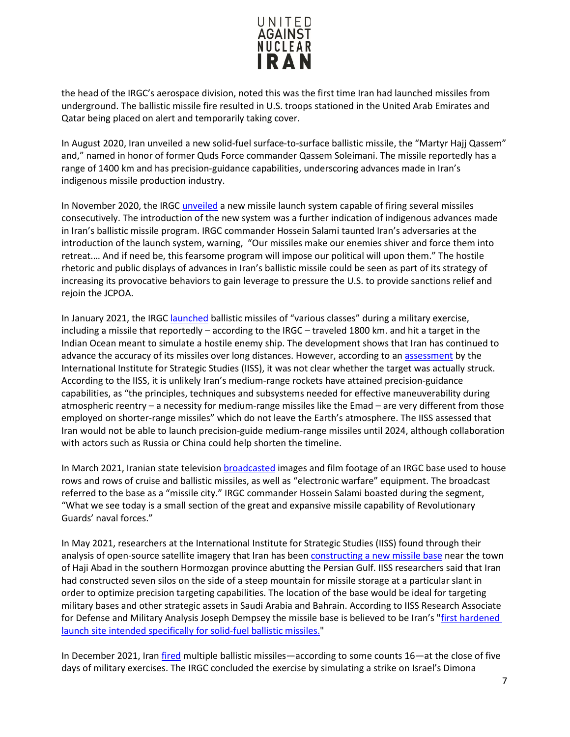the head of the IRGC's aerospace division, noted this was the first time Iran had launched missiles from underground. The ballistic missile fire resulted in U.S. troops stationed in the United Arab Emirates and Qatar being placed on alert and temporarily taking cover.

In August 2020, Iran unveiled a new solid-fuel surface-to-surface ballistic missile, the "Martyr Hajj Qassem" and," named in honor of former Quds Force commander Qassem Soleimani. The missile reportedly has a range of 1400 km and has precision-guidance capabilities, underscoring advances made in Iran's indigenous missile production industry.

In November 2020, the IRGC unveiled a new missile launch system capable of firing several missiles consecutively. The introduction of the new system was a further indication of indigenous advances made in Iran's ballistic missile program. IRGC commander Hossein Salami taunted Iran's adversaries at the introduction of the launch system, warning, "Our missiles make our enemies shiver and force them into retreat.… And if need be, this fearsome program will impose our political will upon them." The hostile rhetoric and public displays of advances in Iran's ballistic missile could be seen as part of its strategy of increasing its provocative behaviors to gain leverage to pressure the U.S. to provide sanctions relief and rejoin the JCPOA.

In January 2021, the IRGC launched ballistic missiles of "various classes" during a military exercise, including a missile that reportedly – according to the IRGC – traveled 1800 km. and hit a target in the Indian Ocean meant to simulate a hostile enemy ship. The development shows that Iran has continued to advance the accuracy of its missiles over long distances. However, according to an assessment by the International Institute for Strategic Studies (IISS), it was not clear whether the target was actually struck. According to the IISS, it is unlikely Iran's medium-range rockets have attained precision-guidance capabilities, as "the principles, techniques and subsystems needed for effective maneuverability during atmospheric reentry – a necessity for medium-range missiles like the Emad – are very different from those employed on shorter-range missiles" which do not leave the Earth's atmosphere. The IISS assessed that Iran would not be able to launch precision-guide medium-range missiles until 2024, although collaboration with actors such as Russia or China could help shorten the timeline.

In March 2021, Iranian state television broadcasted images and film footage of an IRGC base used to house rows and rows of cruise and ballistic missiles, as well as "electronic warfare" equipment. The broadcast referred to the base as a "missile city." IRGC commander Hossein Salami boasted during the segment, "What we see today is a small section of the great and expansive missile capability of Revolutionary Guards' naval forces."

In May 2021, researchers at the International Institute for Strategic Studies (IISS) found through their analysis of open-source satellite imagery that Iran has been constructing a new missile base near the town of Haji Abad in the southern Hormozgan province abutting the Persian Gulf. IISS researchers said that Iran had constructed seven silos on the side of a steep mountain for missile storage at a particular slant in order to optimize precision targeting capabilities. The location of the base would be ideal for targeting military bases and other strategic assets in Saudi Arabia and Bahrain. According to IISS Research Associate for Defense and Military Analysis Joseph Dempsey the missile base is believed to be Iran's "first hardened launch site intended specifically for solid-fuel ballistic missiles."

In December 2021, Iran fired multiple ballistic missiles—according to some counts 16—at the close of five days of military exercises. The IRGC concluded the exercise by simulating a strike on Israel's Dimona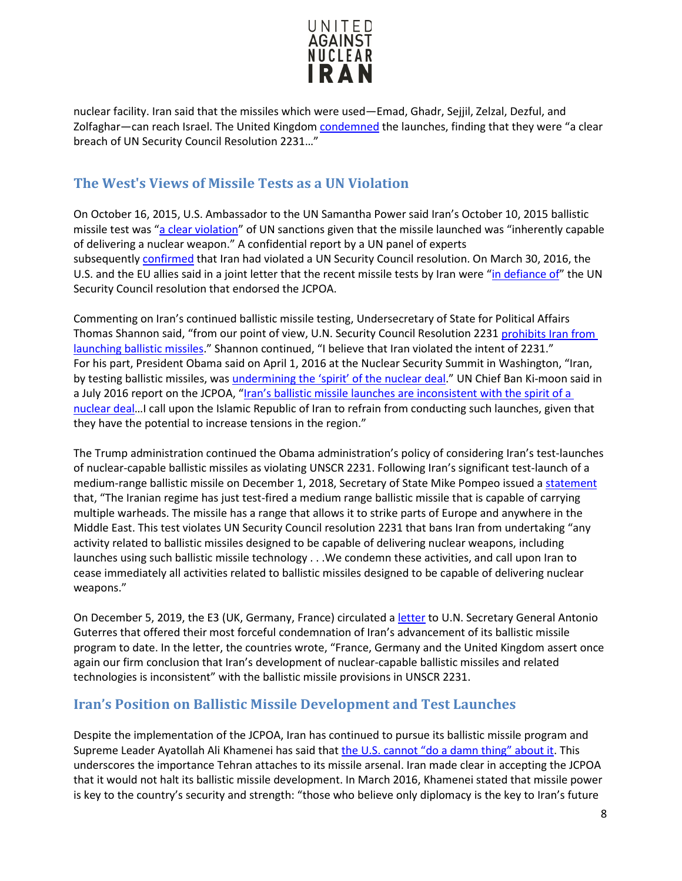nuclear facility. Iran said that the missiles which were used—Emad, Ghadr, Sejjil, Zelzal, Dezful, and Zolfaghar—can reach Israel. The United Kingdom condemned the launches, finding that they were "a clear breach of UN Security Council Resolution 2231…"

## The West's Views of Missile Tests as a UN Violation

On October 16, 2015, U.S. Ambassador to the UN Samantha Power said Iran's October 10, 2015 ballistic missile test was "a clear violation" of UN sanctions given that the missile launched was "inherently capable of delivering a nuclear weapon." A confidential report by a UN panel of experts subsequently confirmed that Iran had violated a UN Security Council resolution. On March 30, 2016, the U.S. and the EU allies said in a joint letter that the recent missile tests by Iran were "in defiance of" the UN Security Council resolution that endorsed the JCPOA.

Commenting on Iran's continued ballistic missile testing, Undersecretary of State for Political Affairs Thomas Shannon said, "from our point of view, U.N. Security Council Resolution 2231 prohibits Iran from launching ballistic missiles." Shannon continued, "I believe that Iran violated the intent of 2231." For his part, President Obama said on April 1, 2016 at the Nuclear Security Summit in Washington, "Iran, by testing ballistic missiles, was undermining the 'spirit' of the nuclear deal." UN Chief Ban Ki-moon said in a July 2016 report on the JCPOA, "Iran's ballistic missile launches are inconsistent with the spirit of a nuclear deal…I call upon the Islamic Republic of Iran to refrain from conducting such launches, given that they have the potential to increase tensions in the region."

The Trump administration continued the Obama administration's policy of considering Iran's test-launches of nuclear-capable ballistic missiles as violating UNSCR 2231. Following Iran's significant test-launch of a medium-range ballistic missile on December 1, 2018, Secretary of State Mike Pompeo issued a statement that, "The Iranian regime has just test-fired a medium range ballistic missile that is capable of carrying multiple warheads. The missile has a range that allows it to strike parts of Europe and anywhere in the Middle East. This test violates UN Security Council resolution 2231 that bans Iran from undertaking "any activity related to ballistic missiles designed to be capable of delivering nuclear weapons, including launches using such ballistic missile technology . . .We condemn these activities, and call upon Iran to cease immediately all activities related to ballistic missiles designed to be capable of delivering nuclear weapons."

On December 5, 2019, the E3 (UK, Germany, France) circulated a letter to U.N. Secretary General Antonio Guterres that offered their most forceful condemnation of Iran's advancement of its ballistic missile program to date. In the letter, the countries wrote, "France, Germany and the United Kingdom assert once again our firm conclusion that Iran's development of nuclear-capable ballistic missiles and related technologies is inconsistent" with the ballistic missile provisions in UNSCR 2231.

## Iran's Position on Ballistic Missile Development and Test Launches

Despite the implementation of the JCPOA, Iran has continued to pursue its ballistic missile program and Supreme Leader Ayatollah Ali Khamenei has said that the U.S. cannot "do a damn thing" about it. This underscores the importance Tehran attaches to its missile arsenal. Iran made clear in accepting the JCPOA that it would not halt its ballistic missile development. In March 2016, Khamenei stated that missile power is key to the country's security and strength: "those who believe only diplomacy is the key to Iran's future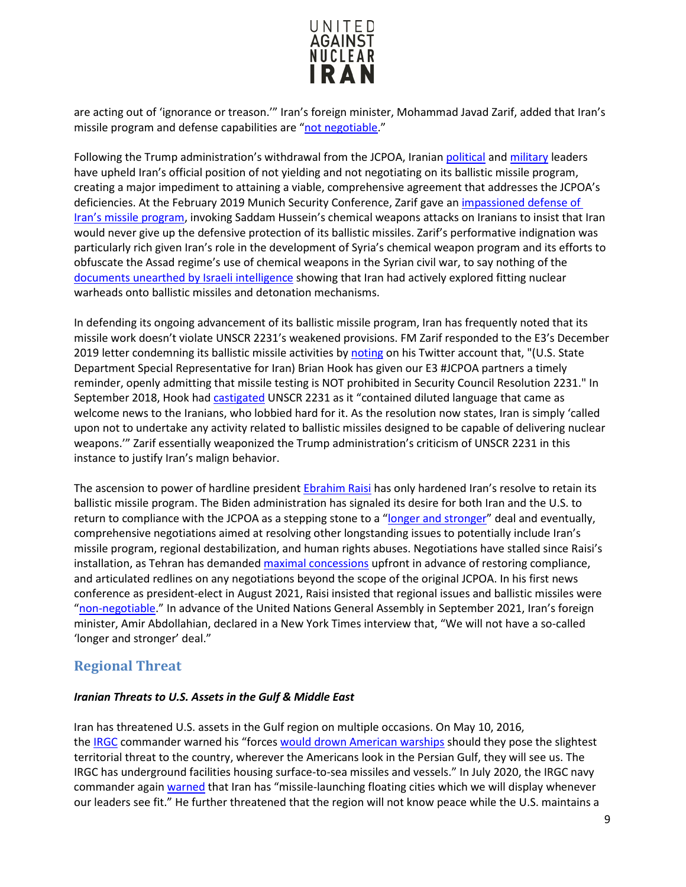are acting out of 'ignorance or treason.'" Iran's foreign minister, Mohammad Javad Zarif, added that Iran's missile program and defense capabilities are "not negotiable."

Following the Trump administration's withdrawal from the JCPOA, Iranian political and military leaders have upheld Iran's official position of not yielding and not negotiating on its ballistic missile program, creating a major impediment to attaining a viable, comprehensive agreement that addresses the JCPOA's deficiencies. At the February 2019 Munich Security Conference, Zarif gave an impassioned defense of Iran's missile program, invoking Saddam Hussein's chemical weapons attacks on Iranians to insist that Iran would never give up the defensive protection of its ballistic missiles. Zarif's performative indignation was particularly rich given Iran's role in the development of Syria's chemical weapon program and its efforts to obfuscate the Assad regime's use of chemical weapons in the Syrian civil war, to say nothing of the documents unearthed by Israeli intelligence showing that Iran had actively explored fitting nuclear warheads onto ballistic missiles and detonation mechanisms.

In defending its ongoing advancement of its ballistic missile program, Iran has frequently noted that its missile work doesn't violate UNSCR 2231's weakened provisions. FM Zarif responded to the E3's December 2019 letter condemning its ballistic missile activities by noting on his Twitter account that, "(U.S. State Department Special Representative for Iran) Brian Hook has given our E3 #JCPOA partners a timely reminder, openly admitting that missile testing is NOT prohibited in Security Council Resolution 2231." In September 2018, Hook had castigated UNSCR 2231 as it "contained diluted language that came as welcome news to the Iranians, who lobbied hard for it. As the resolution now states, Iran is simply 'called upon not to undertake any activity related to ballistic missiles designed to be capable of delivering nuclear weapons.'" Zarif essentially weaponized the Trump administration's criticism of UNSCR 2231 in this instance to justify Iran's malign behavior.

The ascension to power of hardline president Ebrahim Raisi has only hardened Iran's resolve to retain its ballistic missile program. The Biden administration has signaled its desire for both Iran and the U.S. to return to compliance with the JCPOA as a stepping stone to a "longer and stronger" deal and eventually, comprehensive negotiations aimed at resolving other longstanding issues to potentially include Iran's missile program, regional destabilization, and human rights abuses. Negotiations have stalled since Raisi's installation, as Tehran has demanded maximal concessions upfront in advance of restoring compliance, and articulated redlines on any negotiations beyond the scope of the original JCPOA. In his first news conference as president-elect in August 2021, Raisi insisted that regional issues and ballistic missiles were "non-negotiable." In advance of the United Nations General Assembly in September 2021, Iran's foreign minister, Amir Abdollahian, declared in a New York Times interview that, "We will not have a so-called 'longer and stronger' deal."

## Regional Threat

### *Iranian Threats to U.S. Assets in the Gulf & Middle East*

Iran has threatened U.S. assets in the Gulf region on multiple occasions. On May 10, 2016, the IRGC commander warned his "forces would drown American warships should they pose the slightest territorial threat to the country, wherever the Americans look in the Persian Gulf, they will see us. The IRGC has underground facilities housing surface-to-sea missiles and vessels." In July 2020, the IRGC navy commander again warned that Iran has "missile-launching floating cities which we will display whenever our leaders see fit." He further threatened that the region will not know peace while the U.S. maintains a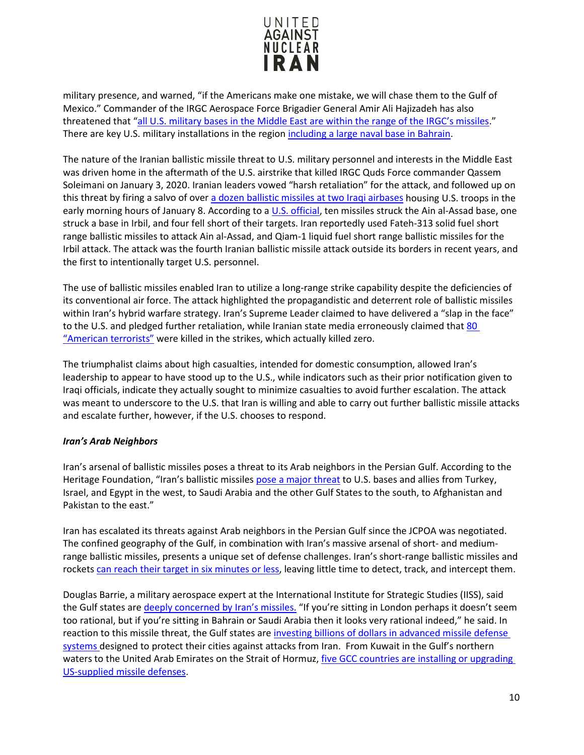military presence, and warned, "if the Americans make one mistake, we will chase them to the Gulf of Mexico." Commander of the IRGC Aerospace Force Brigadier General Amir Ali Hajizadeh has also threatened that "all U.S. military bases in the Middle East are within the range of the IRGC's missiles." There are key U.S. military installations in the region including a large naval base in Bahrain.

The nature of the Iranian ballistic missile threat to U.S. military personnel and interests in the Middle East was driven home in the aftermath of the U.S. airstrike that killed IRGC Quds Force commander Qassem Soleimani on January 3, 2020. Iranian leaders vowed "harsh retaliation" for the attack, and followed up on this threat by firing a salvo of over a dozen ballistic missiles at two Iraqi airbases housing U.S. troops in the early morning hours of January 8. According to a U.S. official, ten missiles struck the Ain al-Assad base, one struck a base in Irbil, and four fell short of their targets. Iran reportedly used Fateh-313 solid fuel short range ballistic missiles to attack Ain al-Assad, and Qiam-1 liquid fuel short range ballistic missiles for the Irbil attack. The attack was the fourth Iranian ballistic missile attack outside its borders in recent years, and the first to intentionally target U.S. personnel.

The use of ballistic missiles enabled Iran to utilize a long-range strike capability despite the deficiencies of its conventional air force. The attack highlighted the propagandistic and deterrent role of ballistic missiles within Iran's hybrid warfare strategy. Iran's Supreme Leader claimed to have delivered a "slap in the face" to the U.S. and pledged further retaliation, while Iranian state media erroneously claimed that 80 "American terrorists" were killed in the strikes, which actually killed zero.

The triumphalist claims about high casualties, intended for domestic consumption, allowed Iran's leadership to appear to have stood up to the U.S., while indicators such as their prior notification given to Iraqi officials, indicate they actually sought to minimize casualties to avoid further escalation. The attack was meant to underscore to the U.S. that Iran is willing and able to carry out further ballistic missile attacks and escalate further, however, if the U.S. chooses to respond.

***Iran's Arab Neighbors***

Iran's arsenal of ballistic missiles poses a threat to its Arab neighbors in the Persian Gulf. According to the Heritage Foundation, "Iran's ballistic missiles pose a major threat to U.S. bases and allies from Turkey, Israel, and Egypt in the west, to Saudi Arabia and the other Gulf States to the south, to Afghanistan and Pakistan to the east."

Iran has escalated its threats against Arab neighbors in the Persian Gulf since the JCPOA was negotiated. The confined geography of the Gulf, in combination with Iran's massive arsenal of short- and medium-range ballistic missiles, presents a unique set of defense challenges. Iran's short-range ballistic missiles and rockets can reach their target in six minutes or less, leaving little time to detect, track, and intercept them.

Douglas Barrie, a military aerospace expert at the International Institute for Strategic Studies (IISS), said the Gulf states are deeply concerned by Iran's missiles. "If you're sitting in London perhaps it doesn't seem too rational, but if you're sitting in Bahrain or Saudi Arabia then it looks very rational indeed," he said. In reaction to this missile threat, the Gulf states are investing billions of dollars in advanced missile defense systems designed to protect their cities against attacks from Iran. From Kuwait in the Gulf's northern waters to the United Arab Emirates on the Strait of Hormuz, five GCC countries are installing or upgrading US-supplied missile defenses.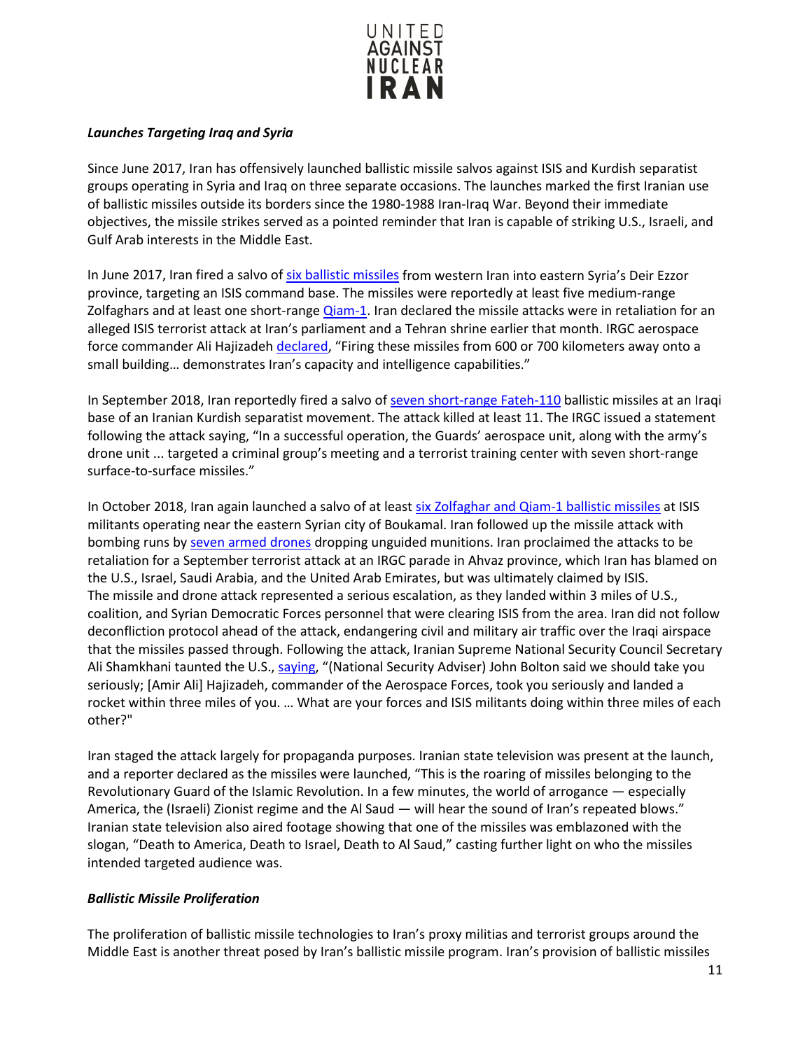***Launches Targeting Iraq and Syria***

Since June 2017, Iran has offensively launched ballistic missile salvos against ISIS and Kurdish separatist groups operating in Syria and Iraq on three separate occasions. The launches marked the first Iranian use of ballistic missiles outside its borders since the 1980-1988 Iran-Iraq War. Beyond their immediate objectives, the missile strikes served as a pointed reminder that Iran is capable of striking U.S., Israeli, and Gulf Arab interests in the Middle East.

In June 2017, Iran fired a salvo of six ballistic missiles from western Iran into eastern Syria's Deir Ezzor province, targeting an ISIS command base. The missiles were reportedly at least five medium-range Zolfaghars and at least one short-range Qiam-1. Iran declared the missile attacks were in retaliation for an alleged ISIS terrorist attack at Iran's parliament and a Tehran shrine earlier that month. IRGC aerospace force commander Ali Hajizadeh declared, "Firing these missiles from 600 or 700 kilometers away onto a small building… demonstrates Iran's capacity and intelligence capabilities."

In September 2018, Iran reportedly fired a salvo of seven short-range Fateh-110 ballistic missiles at an Iraqi base of an Iranian Kurdish separatist movement. The attack killed at least 11. The IRGC issued a statement following the attack saying, "In a successful operation, the Guards' aerospace unit, along with the army's drone unit ... targeted a criminal group's meeting and a terrorist training center with seven short-range surface-to-surface missiles."

In October 2018, Iran again launched a salvo of at least six Zolfaghar and Qiam-1 ballistic missiles at ISIS militants operating near the eastern Syrian city of Boukamal. Iran followed up the missile attack with bombing runs by seven armed drones dropping unguided munitions. Iran proclaimed the attacks to be retaliation for a September terrorist attack at an IRGC parade in Ahvaz province, which Iran has blamed on the U.S., Israel, Saudi Arabia, and the United Arab Emirates, but was ultimately claimed by ISIS. The missile and drone attack represented a serious escalation, as they landed within 3 miles of U.S., coalition, and Syrian Democratic Forces personnel that were clearing ISIS from the area. Iran did not follow deconfliction protocol ahead of the attack, endangering civil and military air traffic over the Iraqi airspace that the missiles passed through. Following the attack, Iranian Supreme National Security Council Secretary Ali Shamkhani taunted the U.S., saying, "(National Security Adviser) John Bolton said we should take you seriously; [Amir Ali] Hajizadeh, commander of the Aerospace Forces, took you seriously and landed a rocket within three miles of you. … What are your forces and ISIS militants doing within three miles of each other?"

Iran staged the attack largely for propaganda purposes. Iranian state television was present at the launch, and a reporter declared as the missiles were launched, "This is the roaring of missiles belonging to the Revolutionary Guard of the Islamic Revolution. In a few minutes, the world of arrogance — especially America, the (Israeli) Zionist regime and the Al Saud — will hear the sound of Iran's repeated blows." Iranian state television also aired footage showing that one of the missiles was emblazoned with the slogan, "Death to America, Death to Israel, Death to Al Saud," casting further light on who the missiles intended targeted audience was.

***Ballistic Missile Proliferation***

The proliferation of ballistic missile technologies to Iran's proxy militias and terrorist groups around the Middle East is another threat posed by Iran's ballistic missile program. Iran's provision of ballistic missiles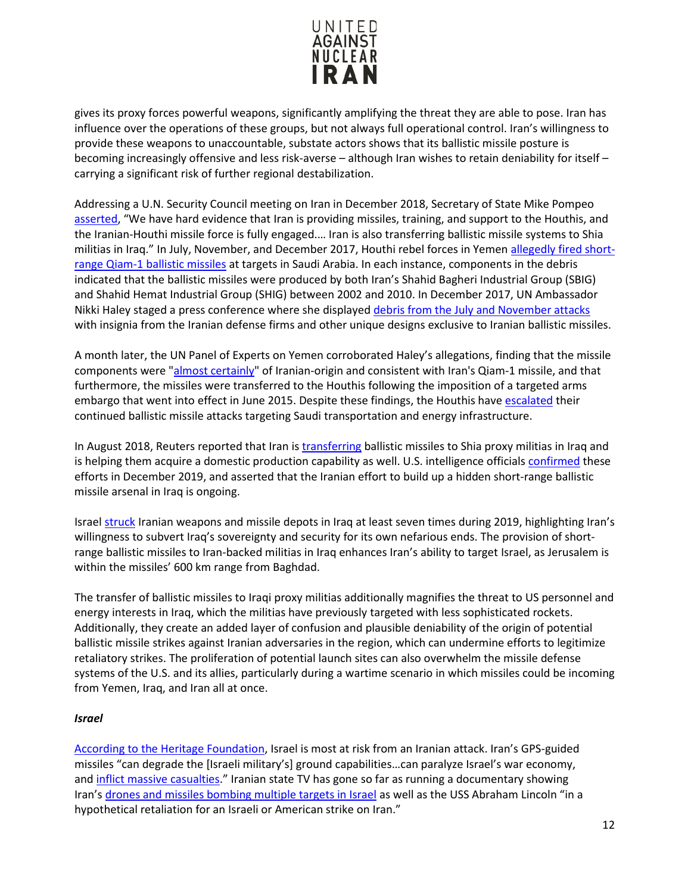gives its proxy forces powerful weapons, significantly amplifying the threat they are able to pose. Iran has influence over the operations of these groups, but not always full operational control. Iran's willingness to provide these weapons to unaccountable, substate actors shows that its ballistic missile posture is becoming increasingly offensive and less risk-averse – although Iran wishes to retain deniability for itself – carrying a significant risk of further regional destabilization.

Addressing a U.N. Security Council meeting on Iran in December 2018, Secretary of State Mike Pompeo asserted, "We have hard evidence that Iran is providing missiles, training, and support to the Houthis, and the Iranian-Houthi missile force is fully engaged.… Iran is also transferring ballistic missile systems to Shia militias in Iraq." In July, November, and December 2017, Houthi rebel forces in Yemen allegedly fired short-range Qiam-1 ballistic missiles at targets in Saudi Arabia. In each instance, components in the debris indicated that the ballistic missiles were produced by both Iran's Shahid Bagheri Industrial Group (SBIG) and Shahid Hemat Industrial Group (SHIG) between 2002 and 2010. In December 2017, UN Ambassador Nikki Haley staged a press conference where she displayed debris from the July and November attacks with insignia from the Iranian defense firms and other unique designs exclusive to Iranian ballistic missiles.

A month later, the UN Panel of Experts on Yemen corroborated Haley's allegations, finding that the missile components were "almost certainly" of Iranian-origin and consistent with Iran's Qiam-1 missile, and that furthermore, the missiles were transferred to the Houthis following the imposition of a targeted arms embargo that went into effect in June 2015. Despite these findings, the Houthis have escalated their continued ballistic missile attacks targeting Saudi transportation and energy infrastructure.

In August 2018, Reuters reported that Iran is transferring ballistic missiles to Shia proxy militias in Iraq and is helping them acquire a domestic production capability as well. U.S. intelligence officials confirmed these efforts in December 2019, and asserted that the Iranian effort to build up a hidden short-range ballistic missile arsenal in Iraq is ongoing.

Israel struck Iranian weapons and missile depots in Iraq at least seven times during 2019, highlighting Iran's willingness to subvert Iraq's sovereignty and security for its own nefarious ends. The provision of short-range ballistic missiles to Iran-backed militias in Iraq enhances Iran's ability to target Israel, as Jerusalem is within the missiles' 600 km range from Baghdad.

The transfer of ballistic missiles to Iraqi proxy militias additionally magnifies the threat to US personnel and energy interests in Iraq, which the militias have previously targeted with less sophisticated rockets. Additionally, they create an added layer of confusion and plausible deniability of the origin of potential ballistic missile strikes against Iranian adversaries in the region, which can undermine efforts to legitimize retaliatory strikes. The proliferation of potential launch sites can also overwhelm the missile defense systems of the U.S. and its allies, particularly during a wartime scenario in which missiles could be incoming from Yemen, Iraq, and Iran all at once.

### *Israel*

According to the Heritage Foundation, Israel is most at risk from an Iranian attack. Iran's GPS-guided missiles "can degrade the [Israeli military's] ground capabilities…can paralyze Israel's war economy, and inflict massive casualties." Iranian state TV has gone so far as running a documentary showing Iran's drones and missiles bombing multiple targets in Israel as well as the USS Abraham Lincoln "in a hypothetical retaliation for an Israeli or American strike on Iran."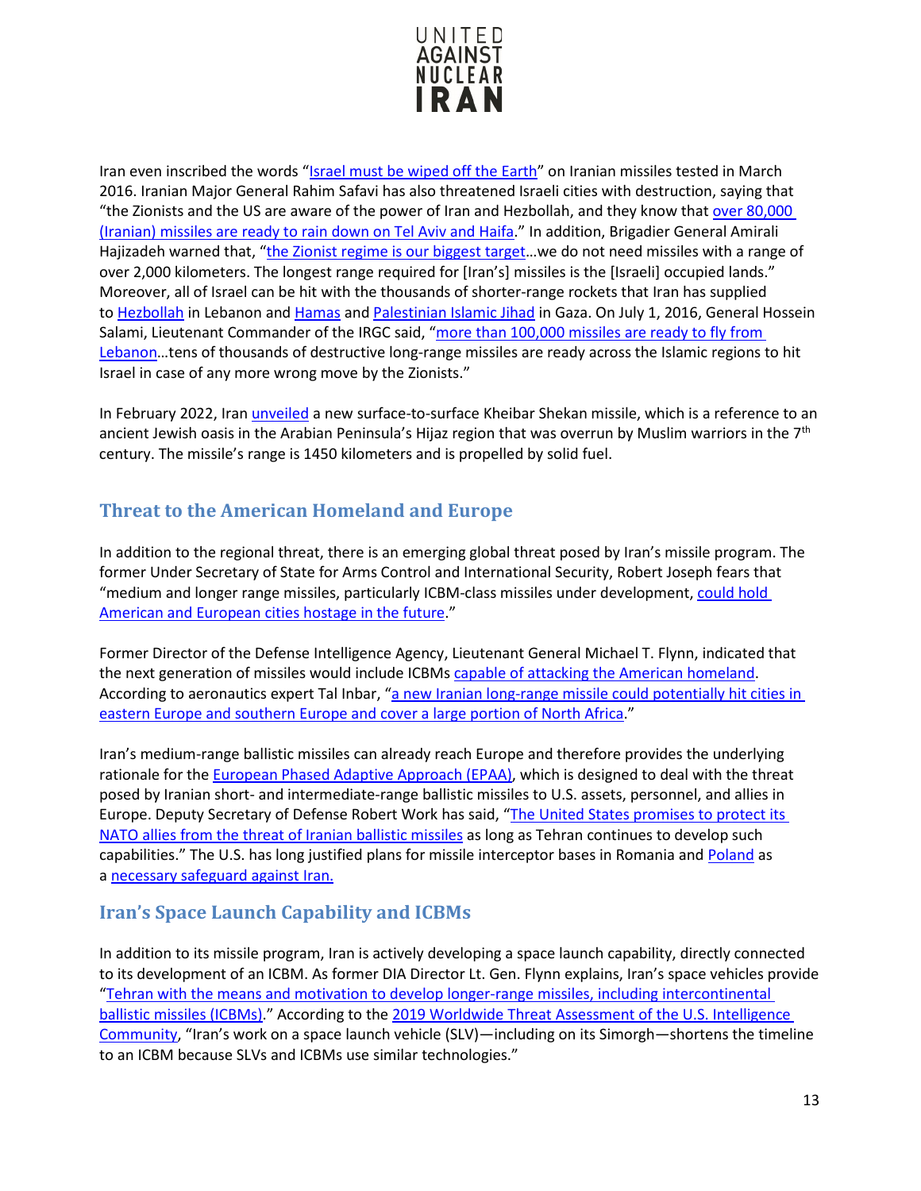Iran even inscribed the words "Israel must be wiped off the Earth" on Iranian missiles tested in March 2016. Iranian Major General Rahim Safavi has also threatened Israeli cities with destruction, saying that "the Zionists and the US are aware of the power of Iran and Hezbollah, and they know that over 80,000 (Iranian) missiles are ready to rain down on Tel Aviv and Haifa." In addition, Brigadier General Amirali Hajizadeh warned that, "the Zionist regime is our biggest target…we do not need missiles with a range of over 2,000 kilometers. The longest range required for [Iran's] missiles is the [Israeli] occupied lands." Moreover, all of Israel can be hit with the thousands of shorter-range rockets that Iran has supplied to Hezbollah in Lebanon and Hamas and Palestinian Islamic Jihad in Gaza. On July 1, 2016, General Hossein Salami, Lieutenant Commander of the IRGC said, "more than 100,000 missiles are ready to fly from Lebanon…tens of thousands of destructive long-range missiles are ready across the Islamic regions to hit Israel in case of any more wrong move by the Zionists."

In February 2022, Iran unveiled a new surface-to-surface Kheibar Shekan missile, which is a reference to an ancient Jewish oasis in the Arabian Peninsula's Hijaz region that was overrun by Muslim warriors in the 7th century. The missile's range is 1450 kilometers and is propelled by solid fuel.

## Threat to the American Homeland and Europe

In addition to the regional threat, there is an emerging global threat posed by Iran's missile program. The former Under Secretary of State for Arms Control and International Security, Robert Joseph fears that "medium and longer range missiles, particularly ICBM-class missiles under development, could hold American and European cities hostage in the future."

Former Director of the Defense Intelligence Agency, Lieutenant General Michael T. Flynn, indicated that the next generation of missiles would include ICBMs capable of attacking the American homeland. According to aeronautics expert Tal Inbar, "a new Iranian long-range missile could potentially hit cities in eastern Europe and southern Europe and cover a large portion of North Africa."

Iran's medium-range ballistic missiles can already reach Europe and therefore provides the underlying rationale for the European Phased Adaptive Approach (EPAA), which is designed to deal with the threat posed by Iranian short- and intermediate-range ballistic missiles to U.S. assets, personnel, and allies in Europe. Deputy Secretary of Defense Robert Work has said, "The United States promises to protect its NATO allies from the threat of Iranian ballistic missiles as long as Tehran continues to develop such capabilities." The U.S. has long justified plans for missile interceptor bases in Romania and Poland as a necessary safeguard against Iran.

## Iran's Space Launch Capability and ICBMs

In addition to its missile program, Iran is actively developing a space launch capability, directly connected to its development of an ICBM. As former DIA Director Lt. Gen. Flynn explains, Iran's space vehicles provide "Tehran with the means and motivation to develop longer-range missiles, including intercontinental ballistic missiles (ICBMs)." According to the 2019 Worldwide Threat Assessment of the U.S. Intelligence Community, "Iran's work on a space launch vehicle (SLV)—including on its Simorgh—shortens the timeline to an ICBM because SLVs and ICBMs use similar technologies."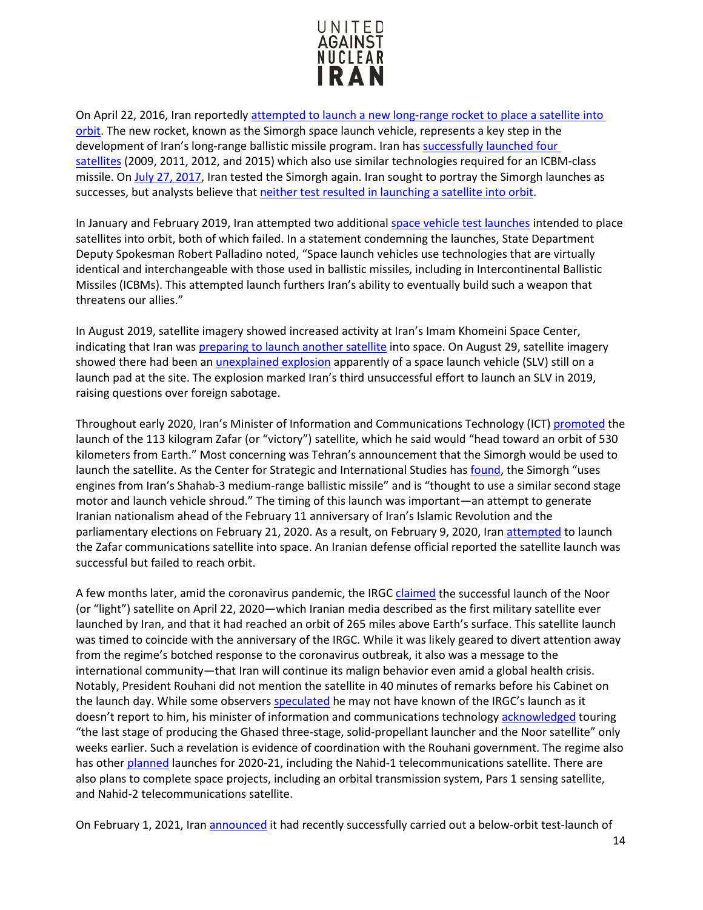On April 22, 2016, Iran reportedly attempted to launch a new long-range rocket to place a satellite into orbit. The new rocket, known as the Simorgh space launch vehicle, represents a key step in the development of Iran's long-range ballistic missile program. Iran has successfully launched four satellites (2009, 2011, 2012, and 2015) which also use similar technologies required for an ICBM-class missile. On July 27, 2017, Iran tested the Simorgh again. Iran sought to portray the Simorgh launches as successes, but analysts believe that neither test resulted in launching a satellite into orbit.

In January and February 2019, Iran attempted two additional space vehicle test launches intended to place satellites into orbit, both of which failed. In a statement condemning the launches, State Department Deputy Spokesman Robert Palladino noted, "Space launch vehicles use technologies that are virtually identical and interchangeable with those used in ballistic missiles, including in Intercontinental Ballistic Missiles (ICBMs). This attempted launch furthers Iran's ability to eventually build such a weapon that threatens our allies."

In August 2019, satellite imagery showed increased activity at Iran's Imam Khomeini Space Center, indicating that Iran was preparing to launch another satellite into space. On August 29, satellite imagery showed there had been an unexplained explosion apparently of a space launch vehicle (SLV) still on a launch pad at the site. The explosion marked Iran's third unsuccessful effort to launch an SLV in 2019, raising questions over foreign sabotage.

Throughout early 2020, Iran's Minister of Information and Communications Technology (ICT) promoted the launch of the 113 kilogram Zafar (or "victory") satellite, which he said would "head toward an orbit of 530 kilometers from Earth." Most concerning was Tehran's announcement that the Simorgh would be used to launch the satellite. As the Center for Strategic and International Studies has found, the Simorgh "uses engines from Iran's Shahab-3 medium-range ballistic missile" and is "thought to use a similar second stage motor and launch vehicle shroud." The timing of this launch was important—an attempt to generate Iranian nationalism ahead of the February 11 anniversary of Iran's Islamic Revolution and the parliamentary elections on February 21, 2020. As a result, on February 9, 2020, Iran attempted to launch the Zafar communications satellite into space. An Iranian defense official reported the satellite launch was successful but failed to reach orbit.

A few months later, amid the coronavirus pandemic, the IRGC claimed the successful launch of the Noor (or "light") satellite on April 22, 2020—which Iranian media described as the first military satellite ever launched by Iran, and that it had reached an orbit of 265 miles above Earth's surface. This satellite launch was timed to coincide with the anniversary of the IRGC. While it was likely geared to divert attention away from the regime's botched response to the coronavirus outbreak, it also was a message to the international community—that Iran will continue its malign behavior even amid a global health crisis. Notably, President Rouhani did not mention the satellite in 40 minutes of remarks before his Cabinet on the launch day. While some observers speculated he may not have known of the IRGC's launch as it doesn't report to him, his minister of information and communications technology acknowledged touring "the last stage of producing the Ghased three-stage, solid-propellant launcher and the Noor satellite" only weeks earlier. Such a revelation is evidence of coordination with the Rouhani government. The regime also has other planned launches for 2020-21, including the Nahid-1 telecommunications satellite. There are also plans to complete space projects, including an orbital transmission system, Pars 1 sensing satellite, and Nahid-2 telecommunications satellite.

On February 1, 2021, Iran announced it had recently successfully carried out a below-orbit test-launch of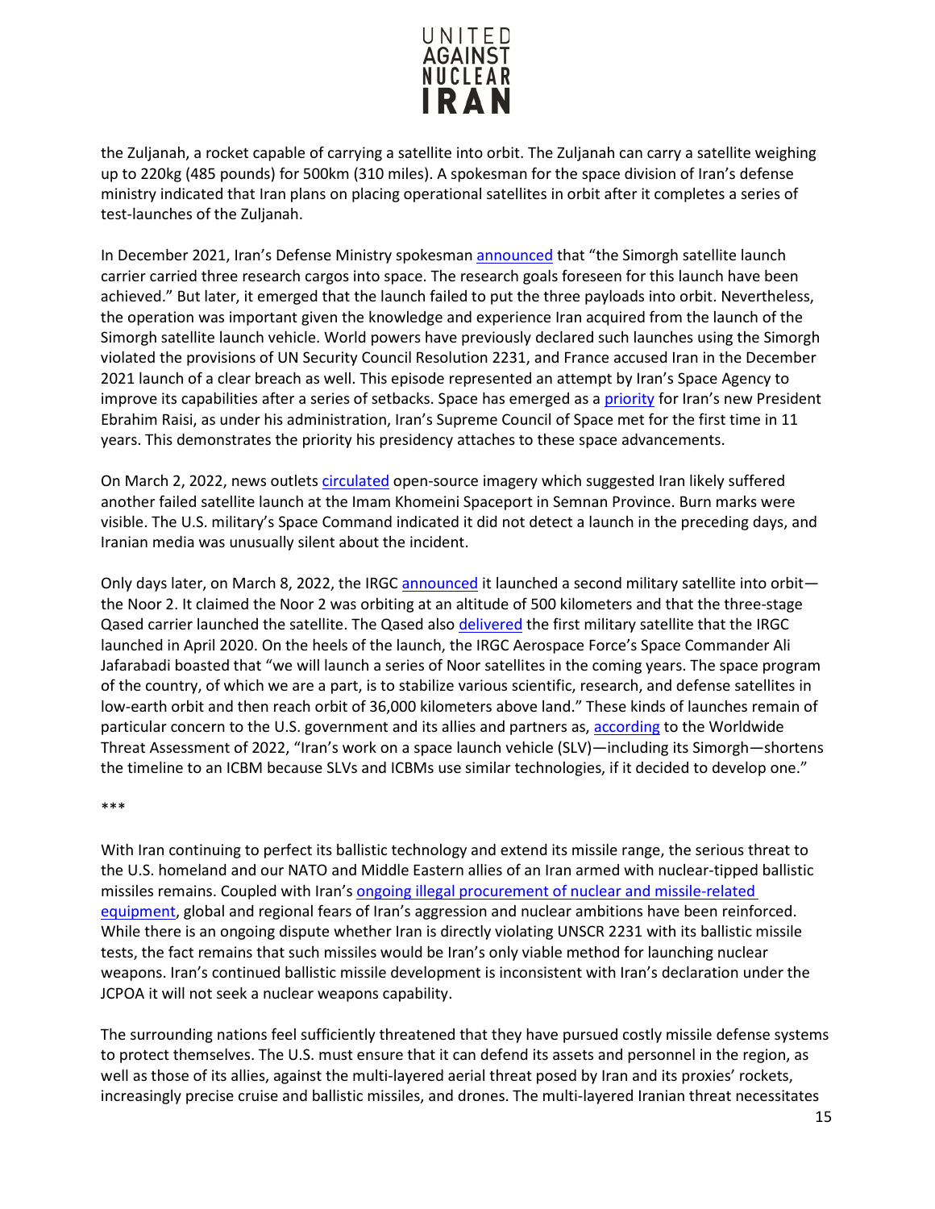the Zuljanah, a rocket capable of carrying a satellite into orbit. The Zuljanah can carry a satellite weighing up to 220kg (485 pounds) for 500km (310 miles). A spokesman for the space division of Iran's defense ministry indicated that Iran plans on placing operational satellites in orbit after it completes a series of test-launches of the Zuljanah.

In December 2021, Iran's Defense Ministry spokesman announced that "the Simorgh satellite launch carrier carried three research cargos into space. The research goals foreseen for this launch have been achieved." But later, it emerged that the launch failed to put the three payloads into orbit. Nevertheless, the operation was important given the knowledge and experience Iran acquired from the launch of the Simorgh satellite launch vehicle. World powers have previously declared such launches using the Simorgh violated the provisions of UN Security Council Resolution 2231, and France accused Iran in the December 2021 launch of a clear breach as well. This episode represented an attempt by Iran's Space Agency to improve its capabilities after a series of setbacks. Space has emerged as a priority for Iran's new President Ebrahim Raisi, as under his administration, Iran's Supreme Council of Space met for the first time in 11 years. This demonstrates the priority his presidency attaches to these space advancements.

On March 2, 2022, news outlets circulated open-source imagery which suggested Iran likely suffered another failed satellite launch at the Imam Khomeini Spaceport in Semnan Province. Burn marks were visible. The U.S. military's Space Command indicated it did not detect a launch in the preceding days, and Iranian media was unusually silent about the incident.

Only days later, on March 8, 2022, the IRGC announced it launched a second military satellite into orbit—the Noor 2. It claimed the Noor 2 was orbiting at an altitude of 500 kilometers and that the three-stage Qased carrier launched the satellite. The Qased also delivered the first military satellite that the IRGC launched in April 2020. On the heels of the launch, the IRGC Aerospace Force's Space Commander Ali Jafarabadi boasted that "we will launch a series of Noor satellites in the coming years. The space program of the country, of which we are a part, is to stabilize various scientific, research, and defense satellites in low-earth orbit and then reach orbit of 36,000 kilometers above land." These kinds of launches remain of particular concern to the U.S. government and its allies and partners as, according to the Worldwide Threat Assessment of 2022, "Iran's work on a space launch vehicle (SLV)—including its Simorgh—shortens the timeline to an ICBM because SLVs and ICBMs use similar technologies, if it decided to develop one."

***

With Iran continuing to perfect its ballistic technology and extend its missile range, the serious threat to the U.S. homeland and our NATO and Middle Eastern allies of an Iran armed with nuclear-tipped ballistic missiles remains. Coupled with Iran's ongoing illegal procurement of nuclear and missile-related equipment, global and regional fears of Iran's aggression and nuclear ambitions have been reinforced. While there is an ongoing dispute whether Iran is directly violating UNSCR 2231 with its ballistic missile tests, the fact remains that such missiles would be Iran's only viable method for launching nuclear weapons. Iran's continued ballistic missile development is inconsistent with Iran's declaration under the JCPOA it will not seek a nuclear weapons capability.

The surrounding nations feel sufficiently threatened that they have pursued costly missile defense systems to protect themselves. The U.S. must ensure that it can defend its assets and personnel in the region, as well as those of its allies, against the multi-layered aerial threat posed by Iran and its proxies' rockets, increasingly precise cruise and ballistic missiles, and drones. The multi-layered Iranian threat necessitates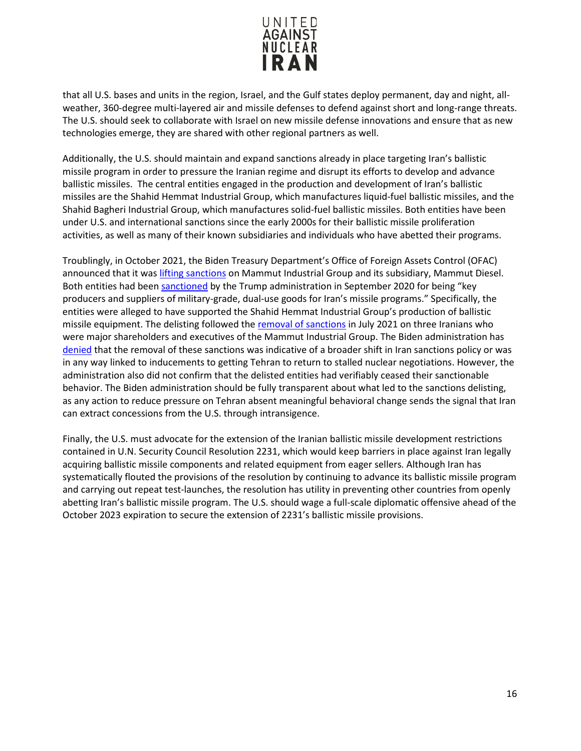that all U.S. bases and units in the region, Israel, and the Gulf states deploy permanent, day and night, all-weather, 360-degree multi-layered air and missile defenses to defend against short and long-range threats. The U.S. should seek to collaborate with Israel on new missile defense innovations and ensure that as new technologies emerge, they are shared with other regional partners as well.

Additionally, the U.S. should maintain and expand sanctions already in place targeting Iran's ballistic missile program in order to pressure the Iranian regime and disrupt its efforts to develop and advance ballistic missiles. The central entities engaged in the production and development of Iran's ballistic missiles are the Shahid Hemmat Industrial Group, which manufactures liquid-fuel ballistic missiles, and the Shahid Bagheri Industrial Group, which manufactures solid-fuel ballistic missiles. Both entities have been under U.S. and international sanctions since the early 2000s for their ballistic missile proliferation activities, as well as many of their known subsidiaries and individuals who have abetted their programs.

Troublingly, in October 2021, the Biden Treasury Department's Office of Foreign Assets Control (OFAC) announced that it was lifting sanctions on Mammut Industrial Group and its subsidiary, Mammut Diesel. Both entities had been sanctioned by the Trump administration in September 2020 for being "key producers and suppliers of military-grade, dual-use goods for Iran's missile programs." Specifically, the entities were alleged to have supported the Shahid Hemmat Industrial Group's production of ballistic missile equipment. The delisting followed the removal of sanctions in July 2021 on three Iranians who were major shareholders and executives of the Mammut Industrial Group. The Biden administration has denied that the removal of these sanctions was indicative of a broader shift in Iran sanctions policy or was in any way linked to inducements to getting Tehran to return to stalled nuclear negotiations. However, the administration also did not confirm that the delisted entities had verifiably ceased their sanctionable behavior. The Biden administration should be fully transparent about what led to the sanctions delisting, as any action to reduce pressure on Tehran absent meaningful behavioral change sends the signal that Iran can extract concessions from the U.S. through intransigence.

Finally, the U.S. must advocate for the extension of the Iranian ballistic missile development restrictions contained in U.N. Security Council Resolution 2231, which would keep barriers in place against Iran legally acquiring ballistic missile components and related equipment from eager sellers. Although Iran has systematically flouted the provisions of the resolution by continuing to advance its ballistic missile program and carrying out repeat test-launches, the resolution has utility in preventing other countries from openly abetting Iran's ballistic missile program. The U.S. should wage a full-scale diplomatic offensive ahead of the October 2023 expiration to secure the extension of 2231's ballistic missile provisions.